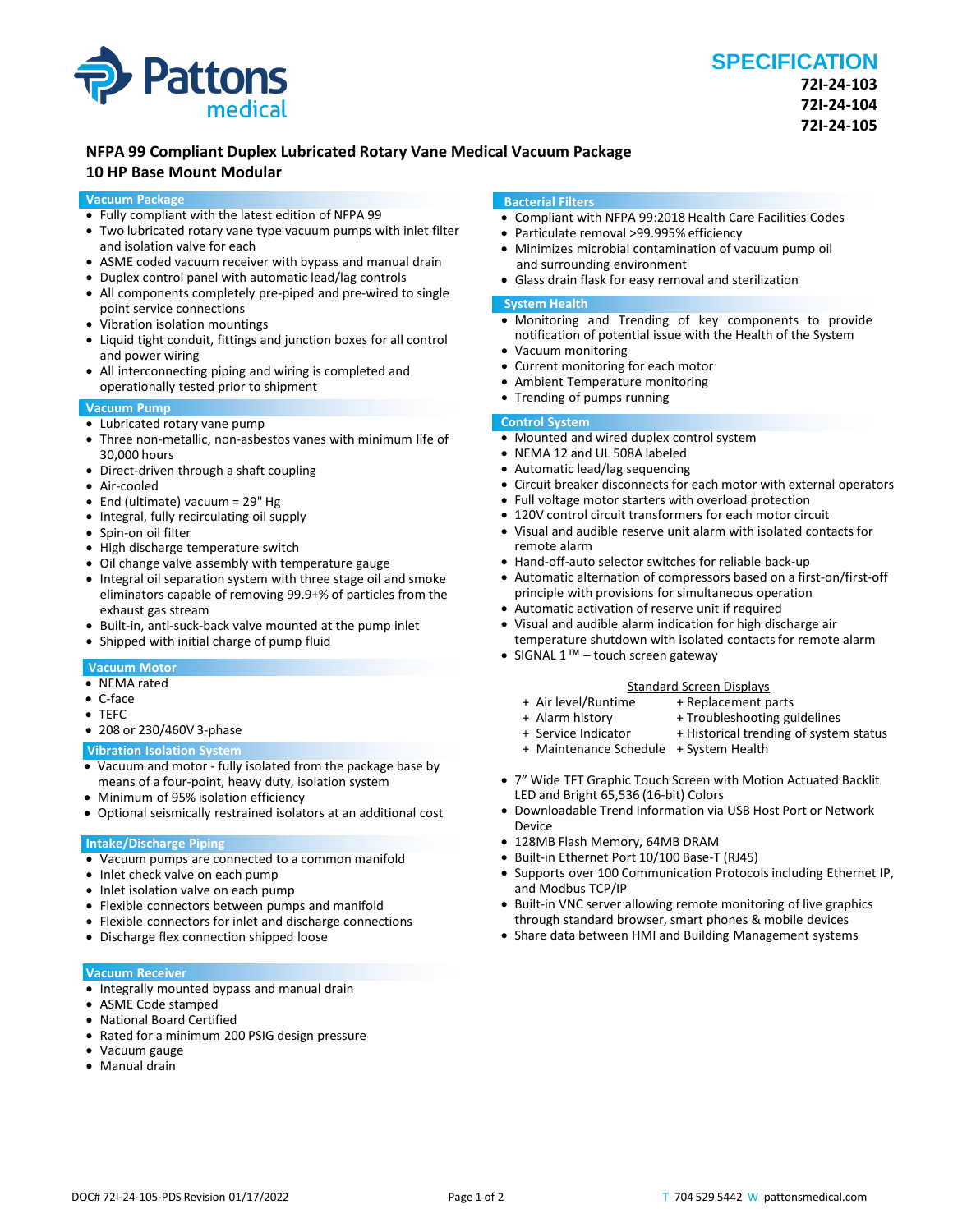Pattons medical

# SPECIFICATION

**72I-24-103**
**72I-24-104**
**72I-24-105**

## NFPA 99 Compliant Duplex Lubricated Rotary Vane Medical Vacuum Package
## 10 HP Base Mount Modular

### Vacuum Package

- Fully compliant with the latest edition of NFPA 99
- Two lubricated rotary vane type vacuum pumps with inlet filter and isolation valve for each
- ASME coded vacuum receiver with bypass and manual drain
- Duplex control panel with automatic lead/lag controls
- All components completely pre-piped and pre-wired to single point service connections
- Vibration isolation mountings
- Liquid tight conduit, fittings and junction boxes for all control and power wiring
- All interconnecting piping and wiring is completed and operationally tested prior to shipment

### Vacuum Pump

- Lubricated rotary vane pump
- Three non-metallic, non-asbestos vanes with minimum life of 30,000 hours
- Direct-driven through a shaft coupling
- Air-cooled
- End (ultimate) vacuum = 29" Hg
- Integral, fully recirculating oil supply
- Spin-on oil filter
- High discharge temperature switch
- Oil change valve assembly with temperature gauge
- Integral oil separation system with three stage oil and smoke eliminators capable of removing 99.9+% of particles from the exhaust gas stream
- Built-in, anti-suck-back valve mounted at the pump inlet
- Shipped with initial charge of pump fluid

### Vacuum Motor

- NEMA rated
- C-face
- TEFC
- 208 or 230/460V 3-phase

### Vibration Isolation System

- Vacuum and motor - fully isolated from the package base by means of a four-point, heavy duty, isolation system
- Minimum of 95% isolation efficiency
- Optional seismically restrained isolators at an additional cost

### Intake/Discharge Piping

- Vacuum pumps are connected to a common manifold
- Inlet check valve on each pump
- Inlet isolation valve on each pump
- Flexible connectors between pumps and manifold
- Flexible connectors for inlet and discharge connections
- Discharge flex connection shipped loose

### Vacuum Receiver

- Integrally mounted bypass and manual drain
- ASME Code stamped
- National Board Certified
- Rated for a minimum 200 PSIG design pressure
- Vacuum gauge
- Manual drain

### Bacterial Filters

- Compliant with NFPA 99:2018 Health Care Facilities Codes
- Particulate removal >99.995% efficiency
- Minimizes microbial contamination of vacuum pump oil and surrounding environment
- Glass drain flask for easy removal and sterilization

### System Health

- Monitoring and Trending of key components to provide notification of potential issue with the Health of the System
- Vacuum monitoring
- Current monitoring for each motor
- Ambient Temperature monitoring
- Trending of pumps running

### Control System

- Mounted and wired duplex control system
- NEMA 12 and UL 508A labeled
- Automatic lead/lag sequencing
- Circuit breaker disconnects for each motor with external operators
- Full voltage motor starters with overload protection
- 120V control circuit transformers for each motor circuit
- Visual and audible reserve unit alarm with isolated contacts for remote alarm
- Hand-off-auto selector switches for reliable back-up
- Automatic alternation of compressors based on a first-on/first-off principle with provisions for simultaneous operation
- Automatic activation of reserve unit if required
- Visual and audible alarm indication for high discharge air temperature shutdown with isolated contacts for remote alarm
- SIGNAL 1™ – touch screen gateway

<u>Standard Screen Displays</u>

| | |
|---|---|
| + Air level/Runtime | + Replacement parts |
| + Alarm history | + Troubleshooting guidelines |
| + Service Indicator | + Historical trending of system status |
| + Maintenance Schedule | + System Health |

- 7" Wide TFT Graphic Touch Screen with Motion Actuated Backlit LED and Bright 65,536 (16-bit) Colors
- Downloadable Trend Information via USB Host Port or Network Device
- 128MB Flash Memory, 64MB DRAM
- Built-in Ethernet Port 10/100 Base-T (RJ45)
- Supports over 100 Communication Protocols including Ethernet IP, and Modbus TCP/IP
- Built-in VNC server allowing remote monitoring of live graphics through standard browser, smart phones & mobile devices
- Share data between HMI and Building Management systems

DOC# 72I-24-105-PDS Revision 01/17/2022

T 704 529 5442 W pattonsmedical.com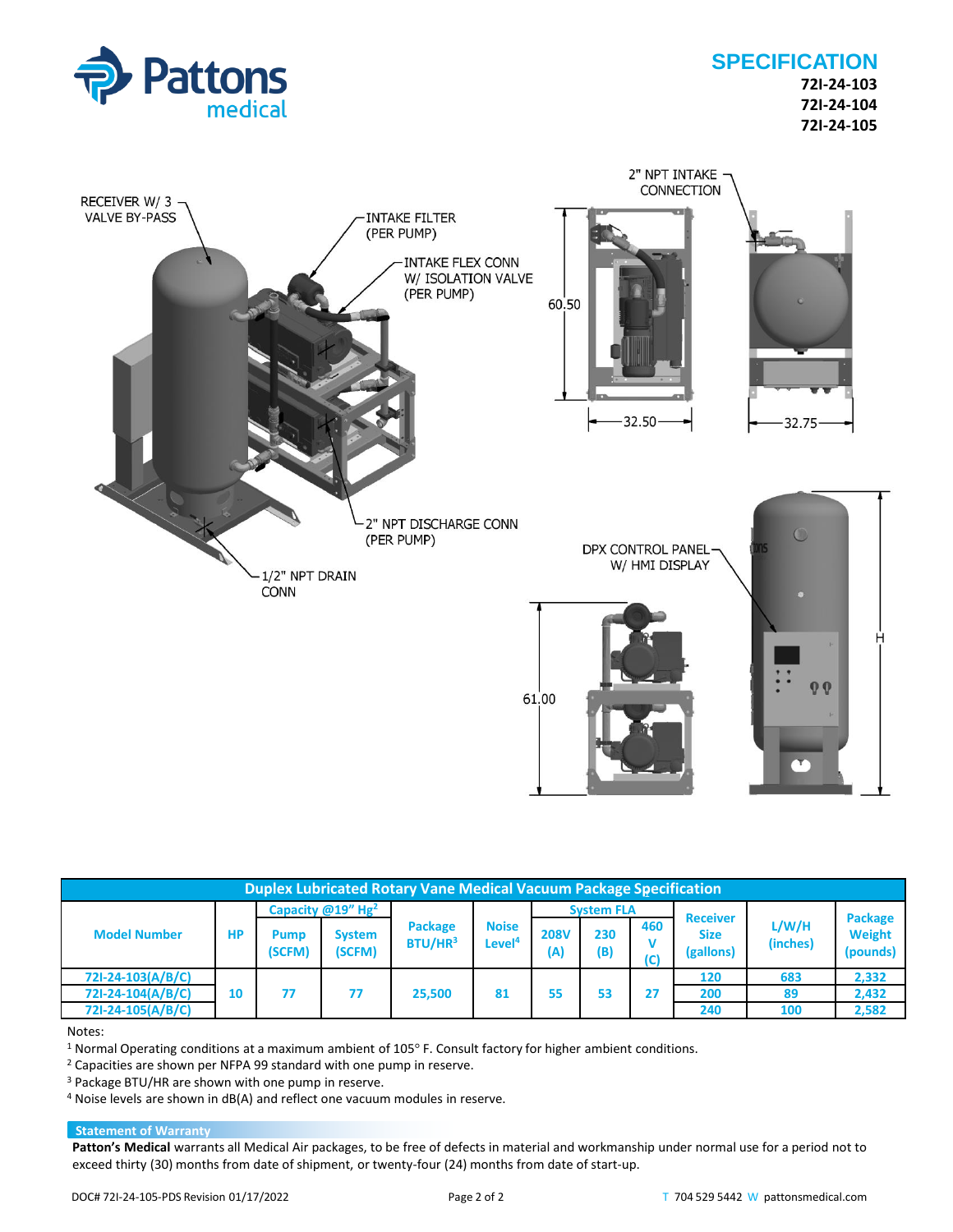# SPECIFICATION

**72I-24-103**
**72I-24-104**
**72I-24-105**

RECEIVER W/ 3 VALVE BY-PASS

INTAKE FILTER (PER PUMP)

INTAKE FLEX CONN W/ ISOLATION VALVE (PER PUMP)

2" NPT DISCHARGE CONN (PER PUMP)

1/2" NPT DRAIN CONN

2" NPT INTAKE CONNECTION

60.50

32.50

32.75

DPX CONTROL PANEL W/ HMI DISPLAY

61.00

H

| Duplex Lubricated Rotary Vane Medical Vacuum Package Specification | | | | | | | | | | | |
|---|---|---|---|---|---|---|---|---|---|---|---|
| Model Number | HP | Capacity @19" Hg[2] | | Package BTU/HR[3] | Noise Level[4] | System FLA | | | Receiver Size (gallons) | L/W/H (inches) | Package Weight (pounds) |
| | | Pump (SCFM) | System (SCFM) | | | 208V (A) | 230 (B) | 460 V (C) | | | |
| 72I-24-103(A/B/C) | 10 | 77 | 77 | 25,500 | 81 | 55 | 53 | 27 | 120 | 683 | 2,332 |
| 72I-24-104(A/B/C) | | | | | | | | | 200 | 89 | 2,432 |
| 72I-24-105(A/B/C) | | | | | | | | | 240 | 100 | 2,582 |

Notes:

[1] Normal Operating conditions at a maximum ambient of 105° F. Consult factory for higher ambient conditions.

[2] Capacities are shown per NFPA 99 standard with one pump in reserve.

[3] Package BTU/HR are shown with one pump in reserve.

[4] Noise levels are shown in dB(A) and reflect one vacuum modules in reserve.

## Statement of Warranty

**Patton's Medical** warrants all Medical Air packages, to be free of defects in material and workmanship under normal use for a period not to exceed thirty (30) months from date of shipment, or twenty-four (24) months from date of start-up.

DOC# 72I-24-105-PDS Revision 01/17/2022

T 704 529 5442 W pattonsmedical.com